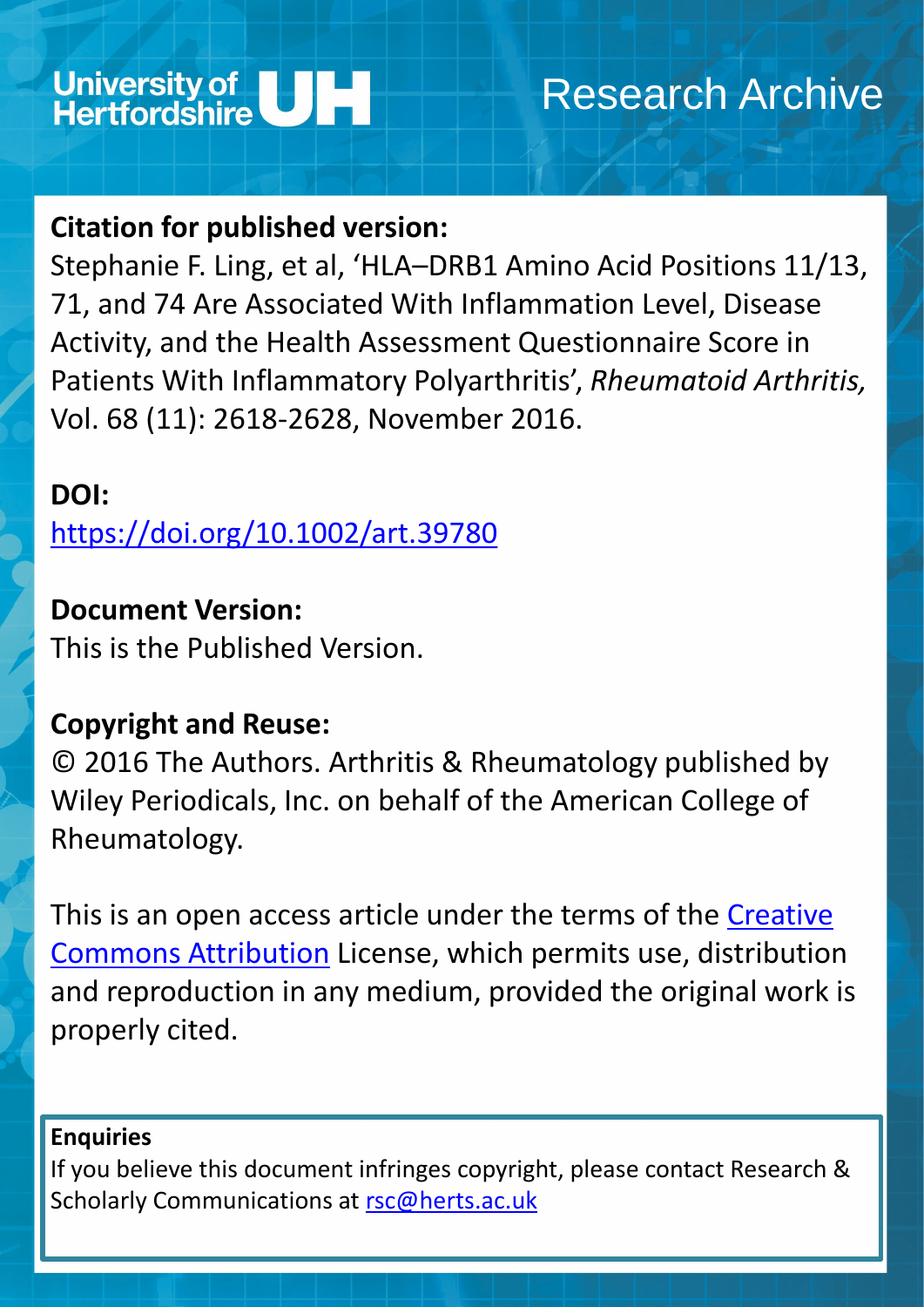University of Hertfordshire UH

Research Archive

**Citation for published version:**
Stephanie F. Ling, et al, 'HLA–DRB1 Amino Acid Positions 11/13, 71, and 74 Are Associated With Inflammation Level, Disease Activity, and the Health Assessment Questionnaire Score in Patients With Inflammatory Polyarthritis', *Rheumatoid Arthritis,* Vol. 68 (11): 2618-2628, November 2016.

**DOI:**
https://doi.org/10.1002/art.39780

**Document Version:**
This is the Published Version.

**Copyright and Reuse:**
© 2016 The Authors. Arthritis & Rheumatology published by Wiley Periodicals, Inc. on behalf of the American College of Rheumatology.

This is an open access article under the terms of the Creative Commons Attribution License, which permits use, distribution and reproduction in any medium, provided the original work is properly cited.

**Enquiries**
If you believe this document infringes copyright, please contact Research & Scholarly Communications at rsc@herts.ac.uk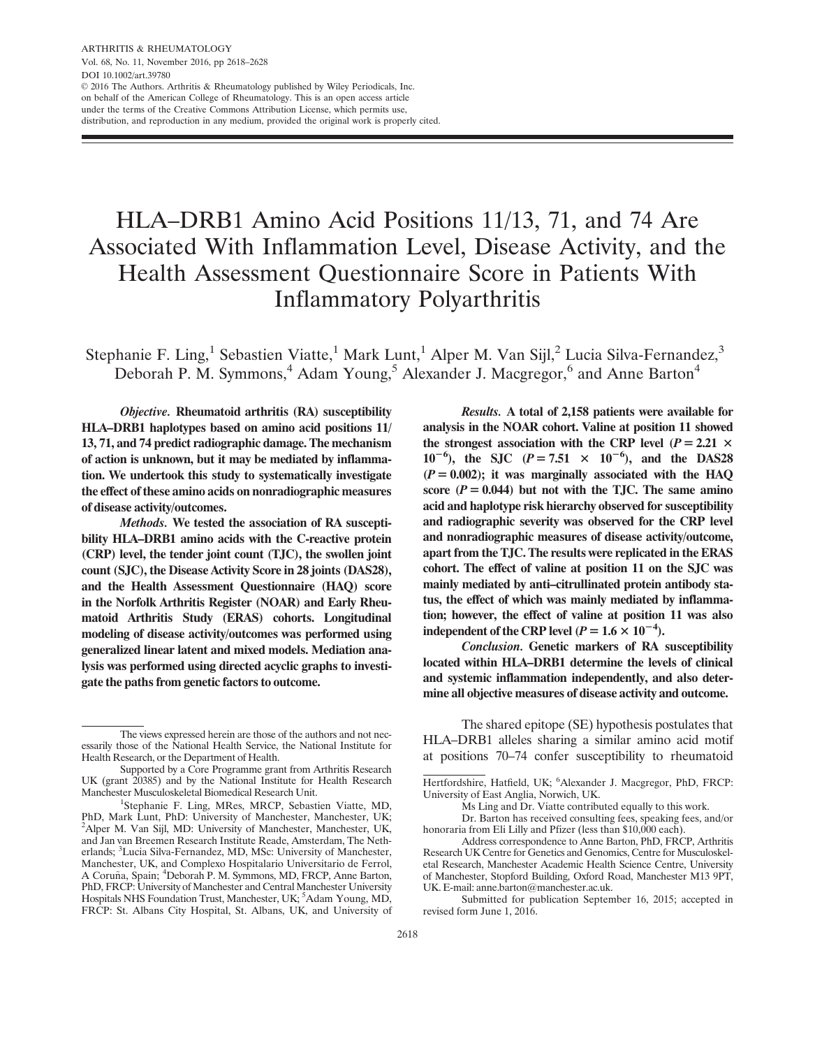# HLA–DRB1 Amino Acid Positions 11/13, 71, and 74 Are Associated With Inflammation Level, Disease Activity, and the Health Assessment Questionnaire Score in Patients With Inflammatory Polyarthritis

Stephanie F. Ling,[1] Sebastien Viatte,[1] Mark Lunt,[1] Alper M. Van Sijl,[2] Lucia Silva-Fernandez,[3] Deborah P. M. Symmons,[4] Adam Young,[5] Alexander J. Macgregor,[6] and Anne Barton[4]

***Objective.*** **Rheumatoid arthritis (RA) susceptibility HLA–DRB1 haplotypes based on amino acid positions 11/13, 71, and 74 predict radiographic damage. The mechanism of action is unknown, but it may be mediated by inflammation. We undertook this study to systematically investigate the effect of these amino acids on nonradiographic measures of disease activity/outcomes.**

***Methods.*** **We tested the association of RA susceptibility HLA–DRB1 amino acids with the C-reactive protein (CRP) level, the tender joint count (TJC), the swollen joint count (SJC), the Disease Activity Score in 28 joints (DAS28), and the Health Assessment Questionnaire (HAQ) score in the Norfolk Arthritis Register (NOAR) and Early Rheumatoid Arthritis Study (ERAS) cohorts. Longitudinal modeling of disease activity/outcomes was performed using generalized linear latent and mixed models. Mediation analysis was performed using directed acyclic graphs to investigate the paths from genetic factors to outcome.**

***Results.*** **A total of 2,158 patients were available for analysis in the NOAR cohort. Valine at position 11 showed the strongest association with the CRP level ($P = 2.21 \times 10^{-6}$), the SJC ($P = 7.51 \times 10^{-6}$), and the DAS28 ($P = 0.002$); it was marginally associated with the HAQ score ($P = 0.044$) but not with the TJC. The same amino acid and haplotype risk hierarchy observed for susceptibility and radiographic severity was observed for the CRP level and nonradiographic measures of disease activity/outcome, apart from the TJC. The results were replicated in the ERAS cohort. The effect of valine at position 11 on the SJC was mainly mediated by anti–citrullinated protein antibody status, the effect of which was mainly mediated by inflammation; however, the effect of valine at position 11 was also independent of the CRP level ($P = 1.6 \times 10^{-4}$).**

***Conclusion.*** **Genetic markers of RA susceptibility located within HLA–DRB1 determine the levels of clinical and systemic inflammation independently, and also determine all objective measures of disease activity and outcome.**

The shared epitope (SE) hypothesis postulates that HLA–DRB1 alleles sharing a similar amino acid motif at positions 70–74 confer susceptibility to rheumatoid

---

The views expressed herein are those of the authors and not necessarily those of the National Health Service, the National Institute for Health Research, or the Department of Health.

Supported by a Core Programme grant from Arthritis Research UK (grant 20385) and by the National Institute for Health Research Manchester Musculoskeletal Biomedical Research Unit.

[1]Stephanie F. Ling, MRes, MRCP, Sebastien Viatte, MD, PhD, Mark Lunt, PhD: University of Manchester, Manchester, UK; [2]Alper M. Van Sijl, MD: University of Manchester, Manchester, UK, and Jan van Breemen Research Institute Reade, Amsterdam, The Netherlands; [3]Lucia Silva-Fernandez, MD, MSc: University of Manchester, Manchester, UK, and Complexo Hospitalario Universitario de Ferrol, A Coruña, Spain; [4]Deborah P. M. Symmons, MD, FRCP, Anne Barton, PhD, FRCP: University of Manchester and Central Manchester University Hospitals NHS Foundation Trust, Manchester, UK; [5]Adam Young, MD, FRCP: St. Albans City Hospital, St. Albans, UK, and University of Hertfordshire, Hatfield, UK; [6]Alexander J. Macgregor, PhD, FRCP: University of East Anglia, Norwich, UK.

Ms Ling and Dr. Viatte contributed equally to this work.

Dr. Barton has received consulting fees, speaking fees, and/or honoraria from Eli Lilly and Pfizer (less than $10,000 each).

Address correspondence to Anne Barton, PhD, FRCP, Arthritis Research UK Centre for Genetics and Genomics, Centre for Musculoskeletal Research, Manchester Academic Health Science Centre, University of Manchester, Stopford Building, Oxford Road, Manchester M13 9PT, UK. E-mail: anne.barton@manchester.ac.uk.

Submitted for publication September 16, 2015; accepted in revised form June 1, 2016.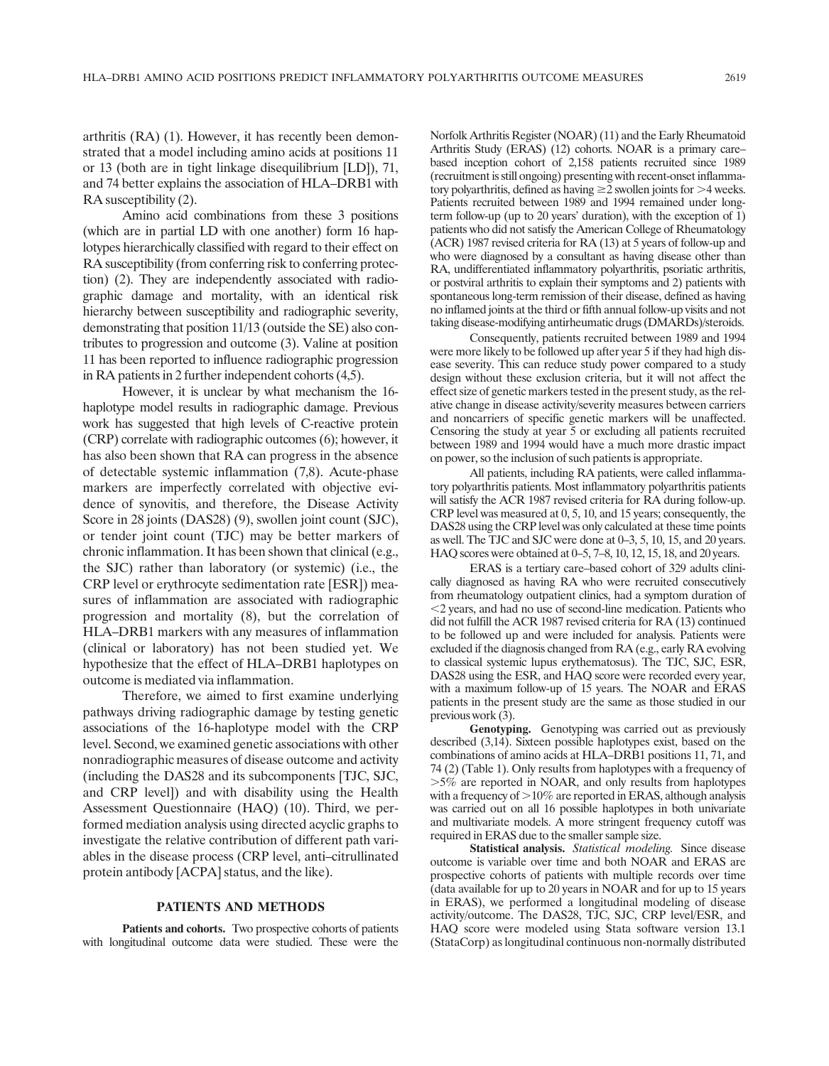arthritis (RA) (1). However, it has recently been demonstrated that a model including amino acids at positions 11 or 13 (both are in tight linkage disequilibrium [LD]), 71, and 74 better explains the association of HLA–DRB1 with RA susceptibility (2).

Amino acid combinations from these 3 positions (which are in partial LD with one another) form 16 haplotypes hierarchically classified with regard to their effect on RA susceptibility (from conferring risk to conferring protection) (2). They are independently associated with radiographic damage and mortality, with an identical risk hierarchy between susceptibility and radiographic severity, demonstrating that position 11/13 (outside the SE) also contributes to progression and outcome (3). Valine at position 11 has been reported to influence radiographic progression in RA patients in 2 further independent cohorts (4,5).

However, it is unclear by what mechanism the 16-haplotype model results in radiographic damage. Previous work has suggested that high levels of C-reactive protein (CRP) correlate with radiographic outcomes (6); however, it has also been shown that RA can progress in the absence of detectable systemic inflammation (7,8). Acute-phase markers are imperfectly correlated with objective evidence of synovitis, and therefore, the Disease Activity Score in 28 joints (DAS28) (9), swollen joint count (SJC), or tender joint count (TJC) may be better markers of chronic inflammation. It has been shown that clinical (e.g., the SJC) rather than laboratory (or systemic) (i.e., the CRP level or erythrocyte sedimentation rate [ESR]) measures of inflammation are associated with radiographic progression and mortality (8), but the correlation of HLA–DRB1 markers with any measures of inflammation (clinical or laboratory) has not been studied yet. We hypothesize that the effect of HLA–DRB1 haplotypes on outcome is mediated via inflammation.

Therefore, we aimed to first examine underlying pathways driving radiographic damage by testing genetic associations of the 16-haplotype model with the CRP level. Second, we examined genetic associations with other nonradiographic measures of disease outcome and activity (including the DAS28 and its subcomponents [TJC, SJC, and CRP level]) and with disability using the Health Assessment Questionnaire (HAQ) (10). Third, we performed mediation analysis using directed acyclic graphs to investigate the relative contribution of different path variables in the disease process (CRP level, anti–citrullinated protein antibody [ACPA] status, and the like).

## PATIENTS AND METHODS

**Patients and cohorts.** Two prospective cohorts of patients with longitudinal outcome data were studied. These were the Norfolk Arthritis Register (NOAR) (11) and the Early Rheumatoid Arthritis Study (ERAS) (12) cohorts. NOAR is a primary care–based inception cohort of 2,158 patients recruited since 1989 (recruitment is still ongoing) presenting with recent-onset inflammatory polyarthritis, defined as having $\geq$2 swollen joints for $>$4 weeks. Patients recruited between 1989 and 1994 remained under long-term follow-up (up to 20 years' duration), with the exception of 1) patients who did not satisfy the American College of Rheumatology (ACR) 1987 revised criteria for RA (13) at 5 years of follow-up and who were diagnosed by a consultant as having disease other than RA, undifferentiated inflammatory polyarthritis, psoriatic arthritis, or postviral arthritis to explain their symptoms and 2) patients with spontaneous long-term remission of their disease, defined as having no inflamed joints at the third or fifth annual follow-up visits and not taking disease-modifying antirheumatic drugs (DMARDs)/steroids.

Consequently, patients recruited between 1989 and 1994 were more likely to be followed up after year 5 if they had high disease severity. This can reduce study power compared to a study design without these exclusion criteria, but it will not affect the effect size of genetic markers tested in the present study, as the relative change in disease activity/severity measures between carriers and noncarriers of specific genetic markers will be unaffected. Censoring the study at year 5 or excluding all patients recruited between 1989 and 1994 would have a much more drastic impact on power, so the inclusion of such patients is appropriate.

All patients, including RA patients, were called inflammatory polyarthritis patients. Most inflammatory polyarthritis patients will satisfy the ACR 1987 revised criteria for RA during follow-up. CRP level was measured at 0, 5, 10, and 15 years; consequently, the DAS28 using the CRP level was only calculated at these time points as well. The TJC and SJC were done at 0–3, 5, 10, 15, and 20 years. HAQ scores were obtained at 0–5, 7–8, 10, 12, 15, 18, and 20 years.

ERAS is a tertiary care–based cohort of 329 adults clinically diagnosed as having RA who were recruited consecutively from rheumatology outpatient clinics, had a symptom duration of $<$2 years, and had no use of second-line medication. Patients who did not fulfill the ACR 1987 revised criteria for RA (13) continued to be followed up and were included for analysis. Patients were excluded if the diagnosis changed from RA (e.g., early RA evolving to classical systemic lupus erythematosus). The TJC, SJC, ESR, DAS28 using the ESR, and HAQ score were recorded every year, with a maximum follow-up of 15 years. The NOAR and ERAS patients in the present study are the same as those studied in our previous work (3).

**Genotyping.** Genotyping was carried out as previously described (3,14). Sixteen possible haplotypes exist, based on the combinations of amino acids at HLA–DRB1 positions 11, 71, and 74 (2) (Table 1). Only results from haplotypes with a frequency of $>$5% are reported in NOAR, and only results from haplotypes with a frequency of $>$10% are reported in ERAS, although analysis was carried out on all 16 possible haplotypes in both univariate and multivariate models. A more stringent frequency cutoff was required in ERAS due to the smaller sample size.

**Statistical analysis.** *Statistical modeling.* Since disease outcome is variable over time and both NOAR and ERAS are prospective cohorts of patients with multiple records over time (data available for up to 20 years in NOAR and for up to 15 years in ERAS), we performed a longitudinal modeling of disease activity/outcome. The DAS28, TJC, SJC, CRP level/ESR, and HAQ score were modeled using Stata software version 13.1 (StataCorp) as longitudinal continuous non-normally distributed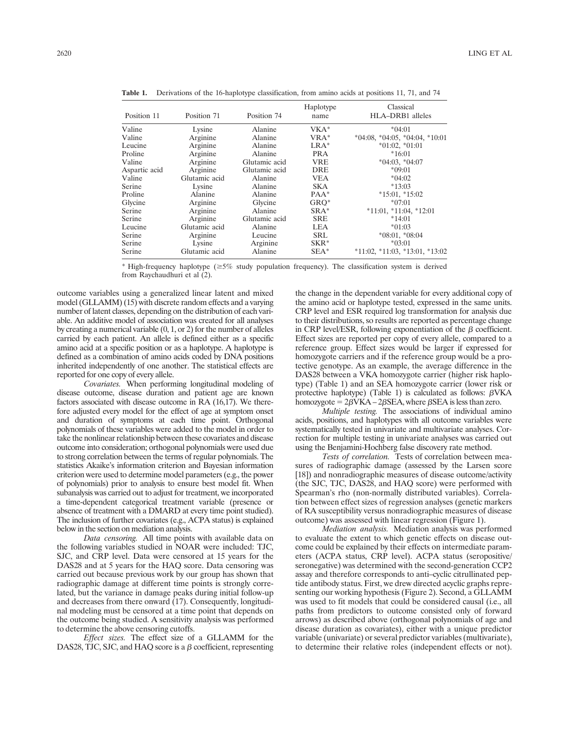**Table 1.** Derivations of the 16-haplotype classification, from amino acids at positions 11, 71, and 74

| Position 11 | Position 71 | Position 74 | Haplotype name | Classical HLA–DRB1 alleles |
|---|---|---|---|---|
| Valine | Lysine | Alanine | VKA* | *04:01 |
| Valine | Arginine | Alanine | VRA* | *04:08, *04:05, *04:04, *10:01 |
| Leucine | Arginine | Alanine | LRA* | *01:02, *01:01 |
| Proline | Arginine | Alanine | PRA | *16:01 |
| Valine | Arginine | Glutamic acid | VRE | *04:03, *04:07 |
| Aspartic acid | Arginine | Glutamic acid | DRE | *09:01 |
| Valine | Glutamic acid | Alanine | VEA | *04:02 |
| Serine | Lysine | Alanine | SKA | *13:03 |
| Proline | Alanine | Alanine | PAA* | *15:01, *15:02 |
| Glycine | Arginine | Glycine | GRQ* | *07:01 |
| Serine | Arginine | Alanine | SRA* | *11:01, *11:04, *12:01 |
| Serine | Arginine | Glutamic acid | SRE | *14:01 |
| Leucine | Glutamic acid | Alanine | LEA | *01:03 |
| Serine | Arginine | Leucine | SRL | *08:01, *08:04 |
| Serine | Lysine | Arginine | SKR* | *03:01 |
| Serine | Glutamic acid | Alanine | SEA* | *11:02, *11:03, *13:01, *13:02 |

* High-frequency haplotype (≥5% study population frequency). The classification system is derived from Raychaudhuri et al (2).

outcome variables using a generalized linear latent and mixed model (GLLAMM) (15) with discrete random effects and a varying number of latent classes, depending on the distribution of each variable. An additive model of association was created for all analyses by creating a numerical variable (0, 1, or 2) for the number of alleles carried by each patient. An allele is defined either as a specific amino acid at a specific position or as a haplotype. A haplotype is defined as a combination of amino acids coded by DNA positions inherited independently of one another. The statistical effects are reported for one copy of every allele.

*Covariates.* When performing longitudinal modeling of disease outcome, disease duration and patient age are known factors associated with disease outcome in RA (16,17). We therefore adjusted every model for the effect of age at symptom onset and duration of symptoms at each time point. Orthogonal polynomials of these variables were added to the model in order to take the nonlinear relationship between these covariates and disease outcome into consideration; orthogonal polynomials were used due to strong correlation between the terms of regular polynomials. The statistics Akaike's information criterion and Bayesian information criterion were used to determine model parameters (e.g., the power of polynomials) prior to analysis to ensure best model fit. When subanalysis was carried out to adjust for treatment, we incorporated a time-dependent categorical treatment variable (presence or absence of treatment with a DMARD at every time point studied). The inclusion of further covariates (e.g., ACPA status) is explained below in the section on mediation analysis.

*Data censoring.* All time points with available data on the following variables studied in NOAR were included: TJC, SJC, and CRP level. Data were censored at 15 years for the DAS28 and at 5 years for the HAQ score. Data censoring was carried out because previous work by our group has shown that radiographic damage at different time points is strongly correlated, but the variance in damage peaks during initial follow-up and decreases from there onward (17). Consequently, longitudinal modeling must be censored at a time point that depends on the outcome being studied. A sensitivity analysis was performed to determine the above censoring cutoffs.

*Effect sizes.* The effect size of a GLLAMM for the DAS28, TJC, SJC, and HAQ score is a $\beta$ coefficient, representing the change in the dependent variable for every additional copy of the amino acid or haplotype tested, expressed in the same units. CRP level and ESR required log transformation for analysis due to their distributions, so results are reported as percentage change in CRP level/ESR, following exponentiation of the $\beta$ coefficient. Effect sizes are reported per copy of every allele, compared to a reference group. Effect sizes would be larger if expressed for homozygote carriers and if the reference group would be a protective genotype. As an example, the average difference in the DAS28 between a VKA homozygote carrier (higher risk haplotype) (Table 1) and an SEA homozygote carrier (lower risk or protective haplotype) (Table 1) is calculated as follows: $\beta$VKA homozygote = 2$\beta$VKA – 2$\beta$SEA, where $\beta$SEA is less than zero.

*Multiple testing.* The associations of individual amino acids, positions, and haplotypes with all outcome variables were systematically tested in univariate and multivariate analyses. Correction for multiple testing in univariate analyses was carried out using the Benjamini-Hochberg false discovery rate method.

*Tests of correlation.* Tests of correlation between measures of radiographic damage (assessed by the Larsen score [18]) and nonradiographic measures of disease outcome/activity (the SJC, TJC, DAS28, and HAQ score) were performed with Spearman's rho (non-normally distributed variables). Correlation between effect sizes of regression analyses (genetic markers of RA susceptibility versus nonradiographic measures of disease outcome) was assessed with linear regression (Figure 1).

*Mediation analysis.* Mediation analysis was performed to evaluate the extent to which genetic effects on disease outcome could be explained by their effects on intermediate parameters (ACPA status, CRP level). ACPA status (seropositive/seronegative) was determined with the second-generation CCP2 assay and therefore corresponds to anti–cyclic citrullinated peptide antibody status. First, we drew directed acyclic graphs representing our working hypothesis (Figure 2). Second, a GLLAMM was used to fit models that could be considered causal (i.e., all paths from predictors to outcome consisted only of forward arrows) as described above (orthogonal polynomials of age and disease duration as covariates), either with a unique predictor variable (univariate) or several predictor variables (multivariate), to determine their relative roles (independent effects or not).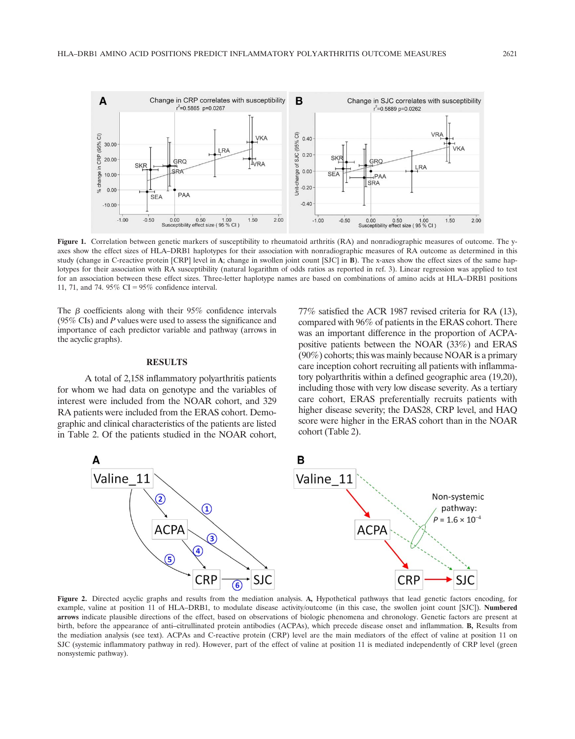**Figure 1.** Correlation between genetic markers of susceptibility to rheumatoid arthritis (RA) and nonradiographic measures of outcome. The y-axes show the effect sizes of HLA–DRB1 haplotypes for their association with nonradiographic measures of RA outcome as determined in this study (change in C-reactive protein [CRP] level in **A**; change in swollen joint count [SJC] in **B**). The x-axes show the effect sizes of the same haplotypes for their association with RA susceptibility (natural logarithm of odds ratios as reported in ref. 3). Linear regression was applied to test for an association between these effect sizes. Three-letter haplotype names are based on combinations of amino acids at HLA–DRB1 positions 11, 71, and 74. 95% CI = 95% confidence interval.

The $\beta$ coefficients along with their 95% confidence intervals (95% CIs) and $P$ values were used to assess the significance and importance of each predictor variable and pathway (arrows in the acyclic graphs).

## RESULTS

A total of 2,158 inflammatory polyarthritis patients for whom we had data on genotype and the variables of interest were included from the NOAR cohort, and 329 RA patients were included from the ERAS cohort. Demographic and clinical characteristics of the patients are listed in Table 2. Of the patients studied in the NOAR cohort, 77% satisfied the ACR 1987 revised criteria for RA (13), compared with 96% of patients in the ERAS cohort. There was an important difference in the proportion of ACPA-positive patients between the NOAR (33%) and ERAS (90%) cohorts; this was mainly because NOAR is a primary care inception cohort recruiting all patients with inflammatory polyarthritis within a defined geographic area (19,20), including those with very low disease severity. As a tertiary care cohort, ERAS preferentially recruits patients with higher disease severity; the DAS28, CRP level, and HAQ score were higher in the ERAS cohort than in the NOAR cohort (Table 2).

**Figure 2.** Directed acyclic graphs and results from the mediation analysis. **A,** Hypothetical pathways that lead genetic factors encoding, for example, valine at position 11 of HLA–DRB1, to modulate disease activity/outcome (in this case, the swollen joint count [SJC]). **Numbered arrows** indicate plausible directions of the effect, based on observations of biologic phenomena and chronology. Genetic factors are present at birth, before the appearance of anti–citrullinated protein antibodies (ACPAs), which precede disease onset and inflammation. **B,** Results from the mediation analysis (see text). ACPAs and C-reactive protein (CRP) level are the main mediators of the effect of valine at position 11 on SJC (systemic inflammatory pathway in red). However, part of the effect of valine at position 11 is mediated independently of CRP level (green nonsystemic pathway).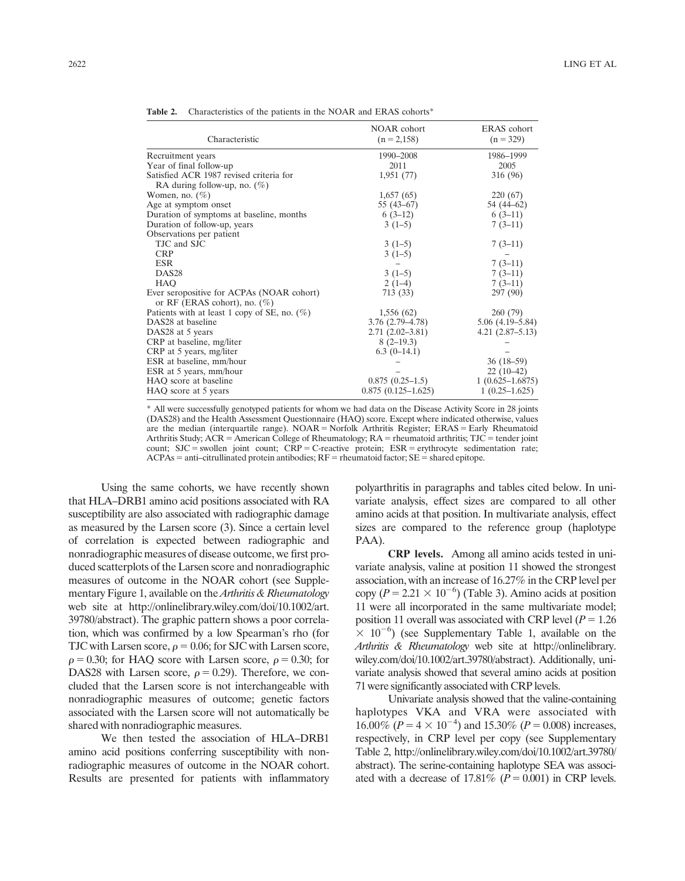**Table 2.** Characteristics of the patients in the NOAR and ERAS cohorts*

| Characteristic | NOAR cohort (n = 2,158) | ERAS cohort (n = 329) |
|---|---|---|
| Recruitment years | 1990–2008 | 1986–1999 |
| Year of final follow-up | 2011 | 2005 |
| Satisfied ACR 1987 revised criteria for RA during follow-up, no. (%) | 1,951 (77) | 316 (96) |
| Women, no. (%) | 1,657 (65) | 220 (67) |
| Age at symptom onset | 55 (43–67) | 54 (44–62) |
| Duration of symptoms at baseline, months | 6 (3–12) | 6 (3–11) |
| Duration of follow-up, years | 3 (1–5) | 7 (3–11) |
| Observations per patient | | |
| TJC and SJC | 3 (1–5) | 7 (3–11) |
| CRP | 3 (1–5) | – |
| ESR | – | 7 (3–11) |
| DAS28 | 3 (1–5) | 7 (3–11) |
| HAQ | 2 (1–4) | 7 (3–11) |
| Ever seropositive for ACPAs (NOAR cohort) or RF (ERAS cohort), no. (%) | 713 (33) | 297 (90) |
| Patients with at least 1 copy of SE, no. (%) | 1,556 (62) | 260 (79) |
| DAS28 at baseline | 3.76 (2.79–4.78) | 5.06 (4.19–5.84) |
| DAS28 at 5 years | 2.71 (2.02–3.81) | 4.21 (2.87–5.13) |
| CRP at baseline, mg/liter | 8 (2–19.3) | – |
| CRP at 5 years, mg/liter | 6.3 (0–14.1) | – |
| ESR at baseline, mm/hour | – | 36 (18–59) |
| ESR at 5 years, mm/hour | – | 22 (10–42) |
| HAQ score at baseline | 0.875 (0.25–1.5) | 1 (0.625–1.6875) |
| HAQ score at 5 years | 0.875 (0.125–1.625) | 1 (0.25–1.625) |

* All were successfully genotyped patients for whom we had data on the Disease Activity Score in 28 joints (DAS28) and the Health Assessment Questionnaire (HAQ) score. Except where indicated otherwise, values are the median (interquartile range). NOAR = Norfolk Arthritis Register; ERAS = Early Rheumatoid Arthritis Study; ACR = American College of Rheumatology; RA = rheumatoid arthritis; TJC = tender joint count; SJC = swollen joint count; CRP = C-reactive protein; ESR = erythrocyte sedimentation rate; ACPAs = anti–citrullinated protein antibodies; RF = rheumatoid factor; SE = shared epitope.

Using the same cohorts, we have recently shown that HLA–DRB1 amino acid positions associated with RA susceptibility are also associated with radiographic damage as measured by the Larsen score (3). Since a certain level of correlation is expected between radiographic and nonradiographic measures of disease outcome, we first produced scatterplots of the Larsen score and nonradiographic measures of outcome in the NOAR cohort (see Supplementary Figure 1, available on the *Arthritis & Rheumatology* web site at http://onlinelibrary.wiley.com/doi/10.1002/art.39780/abstract). The graphic pattern shows a poor correlation, which was confirmed by a low Spearman's rho (for TJC with Larsen score, $\rho = 0.06$; for SJC with Larsen score, $\rho = 0.30$; for HAQ score with Larsen score, $\rho = 0.30$; for DAS28 with Larsen score, $\rho = 0.29$). Therefore, we concluded that the Larsen score is not interchangeable with nonradiographic measures of outcome; genetic factors associated with the Larsen score will not automatically be shared with nonradiographic measures.

We then tested the association of HLA–DRB1 amino acid positions conferring susceptibility with nonradiographic measures of outcome in the NOAR cohort. Results are presented for patients with inflammatory polyarthritis in paragraphs and tables cited below. In univariate analysis, effect sizes are compared to all other amino acids at that position. In multivariate analysis, effect sizes are compared to the reference group (haplotype PAA).

**CRP levels.** Among all amino acids tested in univariate analysis, valine at position 11 showed the strongest association, with an increase of 16.27% in the CRP level per copy ($P = 2.21 \times 10^{-6}$) (Table 3). Amino acids at position 11 were all incorporated in the same multivariate model; position 11 overall was associated with CRP level ($P = 1.26 \times 10^{-6}$) (see Supplementary Table 1, available on the *Arthritis & Rheumatology* web site at http://onlinelibrary.wiley.com/doi/10.1002/art.39780/abstract). Additionally, univariate analysis showed that several amino acids at position 71 were significantly associated with CRP levels.

Univariate analysis showed that the valine-containing haplotypes VKA and VRA were associated with 16.00% ($P = 4 \times 10^{-4}$) and 15.30% ($P = 0.008$) increases, respectively, in CRP level per copy (see Supplementary Table 2, http://onlinelibrary.wiley.com/doi/10.1002/art.39780/abstract). The serine-containing haplotype SEA was associated with a decrease of 17.81% ($P = 0.001$) in CRP levels.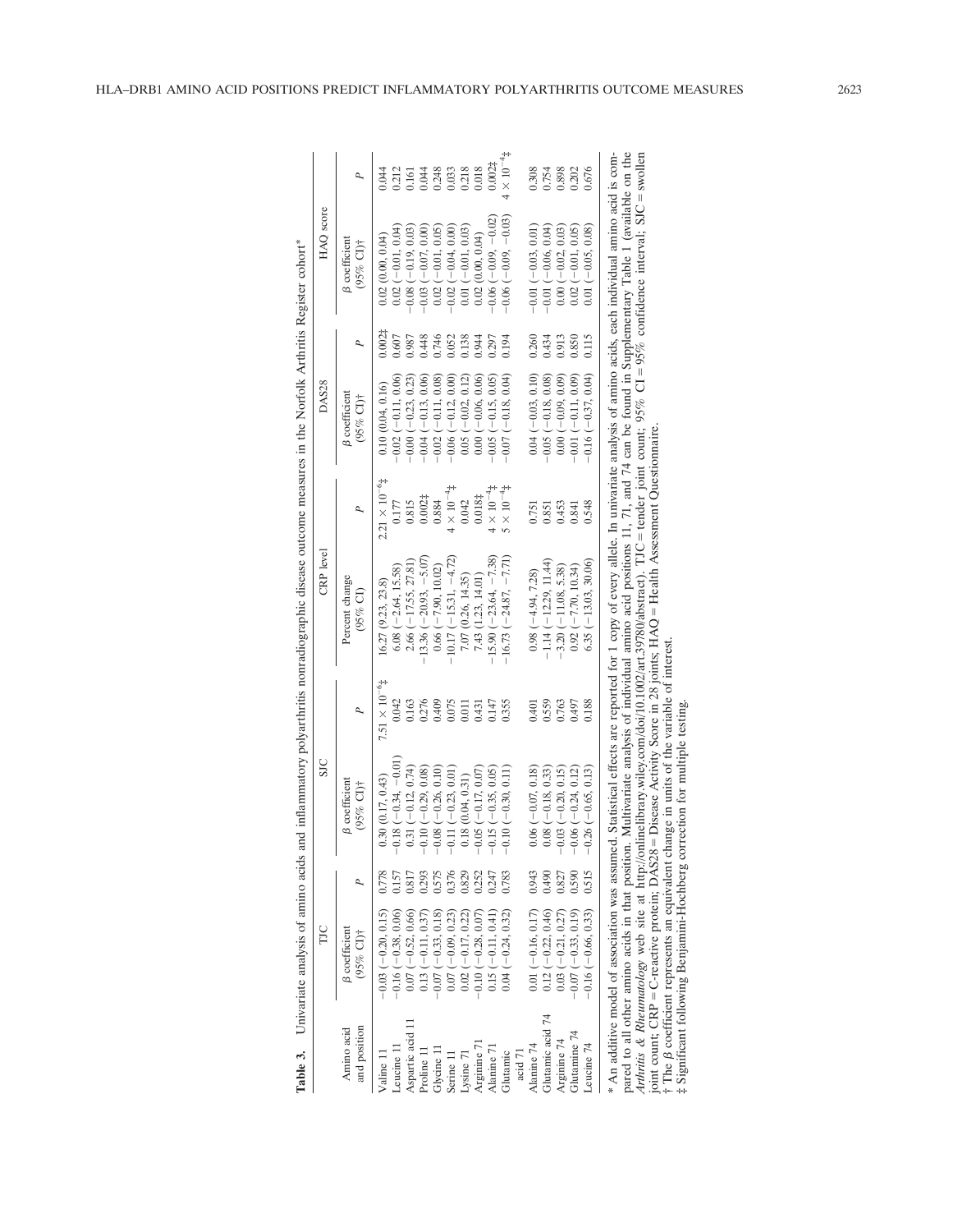**Table 3.** Univariate analysis of amino acids and inflammatory polyarthritis nonradiographic disease outcome measures in the Norfolk Arthritis Register cohort*

| Amino acid and position | TJC | | SJC | | CRP level | | DAS28 | | HAQ score | |
|---|---|---|---|---|---|---|---|---|---|---|
| | β coefficient (95% CI)† | P | β coefficient (95% CI)† | P | Percent change (95% CI) | P | β coefficient (95% CI)† | P | β coefficient (95% CI)† | P |
| Valine 11 | −0.03 (−0.20, 0.15) | 0.778 | 0.30 (0.17, 0.43) | $7.51 \times 10^{-6}$‡ | 16.27 (9.23, 23.8) | $2.21 \times 10^{-6}$‡ | 0.10 (0.04, 0.16) | 0.002‡ | 0.02 (0.00, 0.04) | 0.044 |
| Leucine 11 | −0.16 (−0.38, 0.06) | 0.157 | −0.18 (−0.34, −0.01) | 0.042 | 6.08 (−2.64, 15.58) | 0.177 | −0.02 (−0.11, 0.06) | 0.607 | 0.02 (−0.01, 0.04) | 0.212 |
| Aspartic acid 11 | 0.07 (−0.52, 0.66) | 0.817 | 0.31 (−0.12, 0.74) | 0.163 | 2.66 (−17.55, 27.81) | 0.815 | −0.00 (−0.23, 0.23) | 0.987 | −0.08 (−0.19, 0.03) | 0.161 |
| Proline 11 | 0.13 (−0.11, 0.37) | 0.293 | −0.10 (−0.29, 0.08) | 0.276 | −13.36 (−20.93, −5.07) | 0.002‡ | −0.04 (−0.13, 0.06) | 0.448 | −0.03 (−0.07, 0.00) | 0.044 |
| Glycine 11 | −0.07 (−0.33, 0.18) | 0.575 | −0.08 (−0.26, 0.10) | 0.409 | 0.66 (−7.90, 10.02) | 0.884 | −0.02 (−0.11, 0.08) | 0.746 | 0.02 (−0.01, 0.05) | 0.248 |
| Serine 11 | 0.07 (−0.09, 0.23) | 0.376 | −0.11 (−0.23, 0.01) | 0.075 | −10.17 (−15.31, −4.72) | $4 \times 10^{-4}$‡ | −0.06 (−0.12, 0.00) | 0.052 | −0.02 (−0.04, 0.00) | 0.033 |
| Lysine 71 | 0.02 (−0.17, 0.22) | 0.829 | 0.18 (0.04, 0.31) | 0.011 | 7.07 (0.26, 14.35) | 0.042 | 0.05 (−0.02, 0.12) | 0.138 | 0.01 (−0.01, 0.03) | 0.218 |
| Arginine 71 | −0.10 (−0.28, 0.07) | 0.252 | −0.05 (−0.17, 0.07) | 0.431 | 7.43 (1.23, 14.01) | 0.018‡ | 0.00 (−0.06, 0.06) | 0.944 | 0.02 (0.00, 0.04) | 0.018 |
| Alanine 71 | 0.15 (−0.11, 0.41) | 0.247 | −0.15 (−0.35, 0.05) | 0.147 | −15.90 (−23.64, −7.38) | $4 \times 10^{-4}$‡ | −0.05 (−0.15, 0.05) | 0.297 | −0.06 (−0.09, −0.02) | 0.002‡ |
| Glutamic acid 71 | 0.04 (−0.24, 0.32) | 0.783 | −0.10 (−0.30, 0.11) | 0.355 | −16.73 (−24.87, −7.71) | $5 \times 10^{-4}$‡ | −0.07 (−0.18, 0.04) | 0.194 | −0.06 (−0.09, −0.03) | $4 \times 10^{-4}$‡ |
| Alanine 74 | 0.01 (−0.16, 0.17) | 0.943 | 0.06 (−0.07, 0.18) | 0.401 | 0.98 (−4.94, 7.28) | 0.751 | 0.04 (−0.03, 0.10) | 0.260 | −0.01 (−0.03, 0.01) | 0.308 |
| Glutamic acid 74 | 0.12 (−0.22, 0.46) | 0.490 | 0.08 (−0.18, 0.33) | 0.559 | −1.14 (−12.29, 11.44) | 0.851 | −0.05 (−0.18, 0.08) | 0.434 | −0.01 (−0.06, 0.04) | 0.754 |
| Arginine 74 | 0.03 (−0.21, 0.27) | 0.827 | −0.03 (−0.20, 0.15) | 0.763 | −3.20 (−11.08, 5.38) | 0.453 | 0.00 (−0.09, 0.09) | 0.913 | 0.00 (−0.02, 0.03) | 0.898 |
| Glutamine 74 | −0.07 (−0.33, 0.19) | 0.590 | −0.06 (−0.24, 0.12) | 0.497 | 0.92 (−7.70, 10.34) | 0.841 | −0.01 (−0.11, 0.09) | 0.850 | 0.02 (−0.01, 0.05) | 0.202 |
| Leucine 74 | −0.16 (−0.66, 0.33) | 0.515 | −0.26 (−0.65, 0.13) | 0.188 | 6.35 (−13.03, 30.06) | 0.548 | −0.16 (−0.37, 0.04) | 0.115 | 0.01 (−0.05, 0.08) | 0.676 |

\* An additive model of association was assumed. Statistical effects are reported for 1 copy of every allele. In univariate analysis of amino acids, each individual amino acid is compared to all other amino acids in that position. Multivariate analysis of individual amino acid positions 11, 71, and 74 can be found in Supplementary Table 1 (available on the *Arthritis & Rheumatology* web site at http://onlinelibrary.wiley.com/doi/10.1002/art.39780/abstract). TJC = tender joint count; 95% CI = 95% confidence interval; SJC = swollen joint count; CRP = C-reactive protein; DAS28 = Disease Activity Score in 28 joints; HAQ = Health Assessment Questionnaire.

† The β coefficient represents an equivalent change in units of the variable of interest.

‡ Significant following Benjamini-Hochberg correction for multiple testing.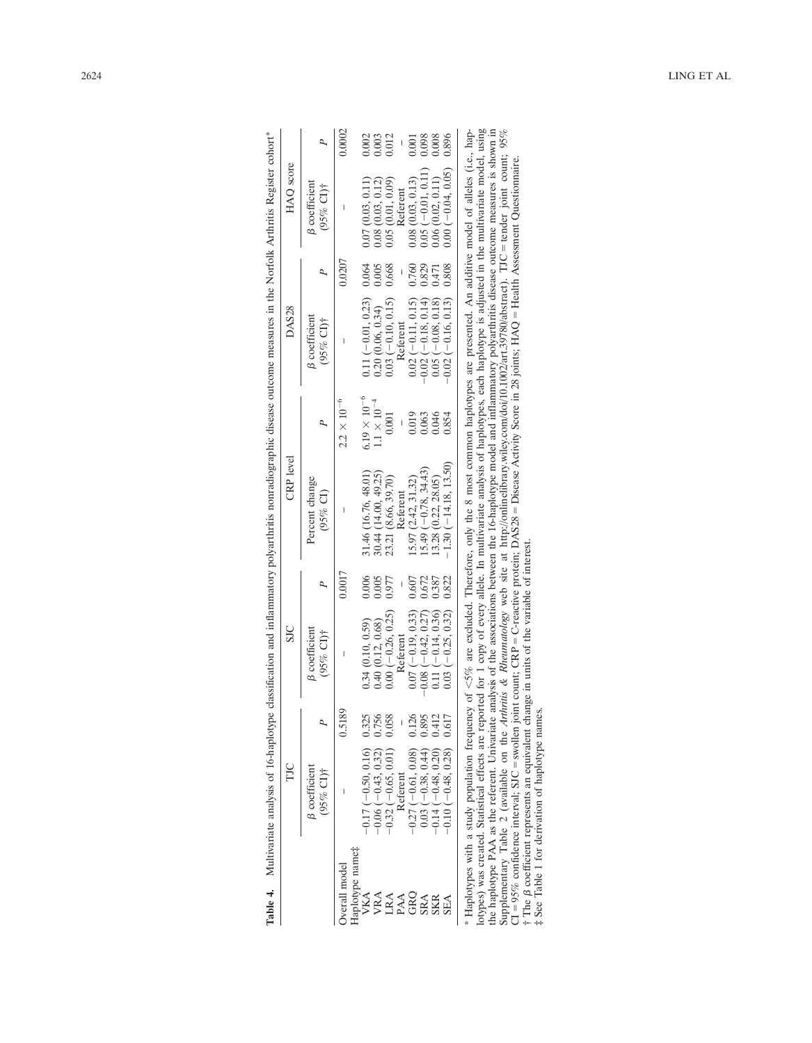**Table 4.** Multivariate analysis of 16-haplotype classification and inflammatory polyarthritis nonradiographic disease outcome measures in the Norfolk Arthritis Register cohort*

| | TJC | | SJC | | CRP level | | DAS28 | | HAQ score | |
|---|---|---|---|---|---|---|---|---|---|---|
| | β coefficient (95% CI)† | P | β coefficient (95% CI)† | P | Percent change (95% CI) | P | β coefficient (95% CI)† | P | β coefficient (95% CI)† | P |
| Overall model | – | 0.5189 | – | 0.0017 | – | $2.2 \times 10^{-6}$ | – | 0.0207 | – | 0.0002 |
| Haplotype name‡ | | | | | | | | | | |
| VKA | −0.17 (−0.50, 0.16) | 0.325 | 0.34 (0.10, 0.59) | 0.006 | 31.46 (16.76, 48.01) | $6.19 \times 10^{-6}$ | 0.11 (−0.01, 0.23) | 0.064 | 0.07 (0.03, 0.11) | 0.002 |
| VRA | −0.06 (−0.43, 0.32) | 0.756 | 0.40 (0.12, 0.68) | 0.005 | 30.44 (14.00, 49.25) | $1.1 \times 10^{-4}$ | 0.20 (0.06, 0.34) | 0.005 | 0.08 (0.03, 0.12) | 0.003 |
| LRA | −0.32 (−0.65, 0.01) | 0.058 | 0.00 (−0.26, 0.25) | 0.977 | 23.21 (8.66, 39.70) | 0.001 | 0.03 (−0.10, 0.15) | 0.668 | 0.05 (0.01, 0.09) | 0.012 |
| PAA | Referent | – | Referent | – | Referent | – | Referent | – | Referent | – |
| GRQ | −0.27 (−0.61, 0.08) | 0.126 | 0.07 (−0.19, 0.33) | 0.607 | 15.97 (2.42, 31.32) | 0.019 | 0.02 (−0.11, 0.15) | 0.760 | 0.08 (0.03, 0.13) | 0.001 |
| SRA | 0.03 (−0.38, 0.44) | 0.895 | −0.08 (−0.42, 0.27) | 0.672 | 15.49 (−0.78, 34.43) | 0.063 | −0.02 (−0.18, 0.14) | 0.829 | 0.05 (−0.01, 0.11) | 0.098 |
| SKR | −0.14 (−0.48, 0.20) | 0.412 | 0.11 (−0.14, 0.36) | 0.387 | 13.28 (0.22, 28.05) | 0.046 | 0.05 (−0.08, 0.18) | 0.471 | 0.06 (0.02, 0.11) | 0.008 |
| SEA | −0.10 (−0.48, 0.28) | 0.617 | 0.03 (−0.25, 0.32) | 0.822 | −1.30 (−14.18, 13.50) | 0.854 | −0.02 (−0.16, 0.13) | 0.808 | 0.00 (−0.04, 0.05) | 0.896 |

\* Haplotypes with a study population frequency of <5% are excluded. Therefore, only the 8 most common haplotypes are presented. An additive model of alleles (i.e., haplotypes) was created. Statistical effects are reported for 1 copy of every allele. In multivariate analysis of haplotypes, each haplotype is adjusted in the multivariate model, using the haplotype PAA as the referent. Univariate analysis of the associations between the 16-haplotype model and inflammatory polyarthritis disease outcome measures is shown in Supplementary Table 2 (available on the *Arthritis & Rheumatology* web site at http://onlinelibrary.wiley.com/doi/10.1002/art.39780/abstract). TJC = tender joint count; 95% CI = 95% confidence interval; SJC = swollen joint count; CRP = C-reactive protein; DAS28 = Disease Activity Score in 28 joints; HAQ = Health Assessment Questionnaire.

† The β coefficient represents an equivalent change in units of the variable of interest.

‡ See Table 1 for derivation of haplotype names.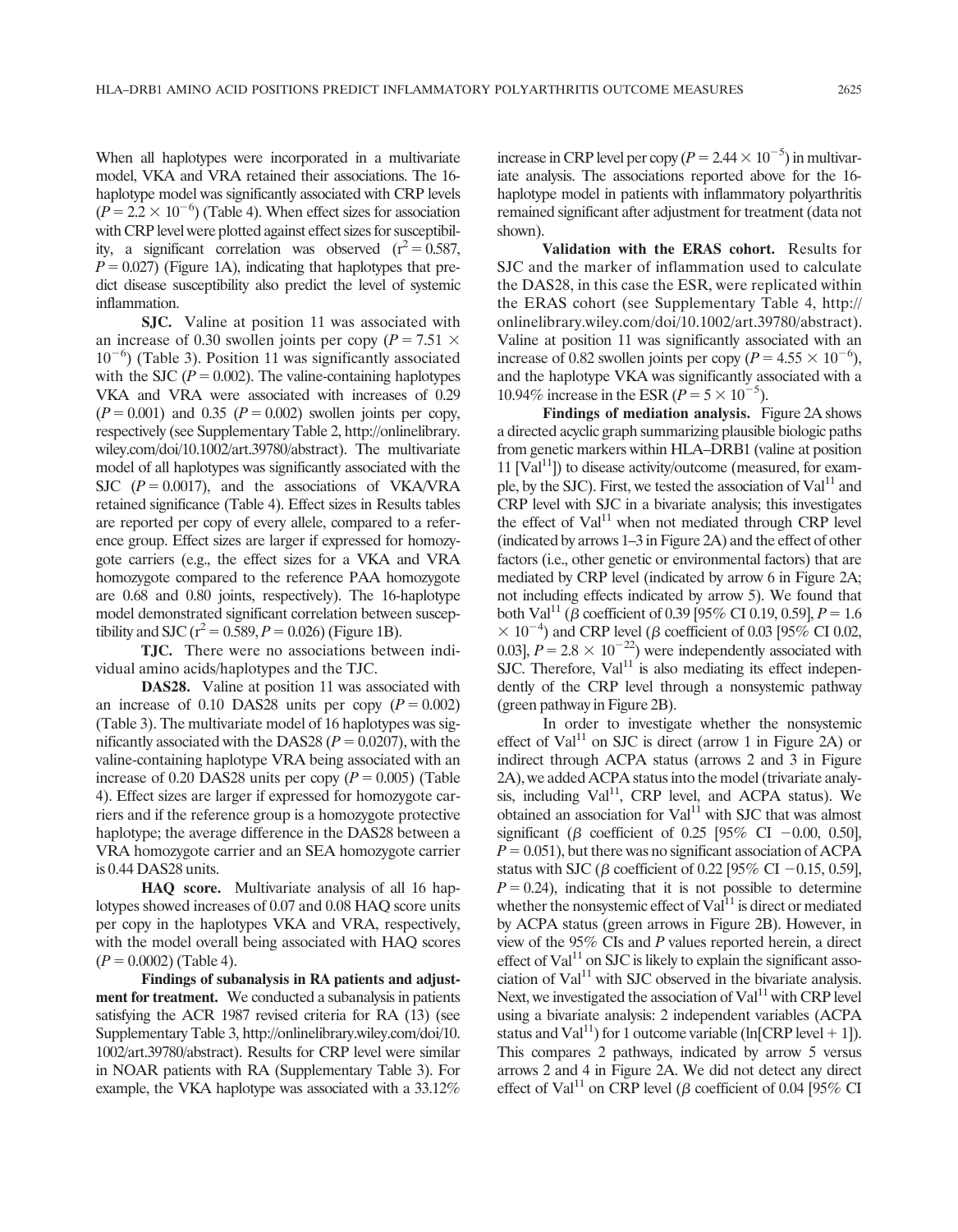When all haplotypes were incorporated in a multivariate model, VKA and VRA retained their associations. The 16-haplotype model was significantly associated with CRP levels ($P = 2.2 \times 10^{-6}$) (Table 4). When effect sizes for association with CRP level were plotted against effect sizes for susceptibility, a significant correlation was observed ($r^2 = 0.587$, $P = 0.027$) (Figure 1A), indicating that haplotypes that predict disease susceptibility also predict the level of systemic inflammation.

**SJC.** Valine at position 11 was associated with an increase of 0.30 swollen joints per copy ($P = 7.51 \times 10^{-6}$) (Table 3). Position 11 was significantly associated with the SJC ($P = 0.002$). The valine-containing haplotypes VKA and VRA were associated with increases of 0.29 ($P = 0.001$) and 0.35 ($P = 0.002$) swollen joints per copy, respectively (see Supplementary Table 2, http://onlinelibrary.wiley.com/doi/10.1002/art.39780/abstract). The multivariate model of all haplotypes was significantly associated with the SJC ($P = 0.0017$), and the associations of VKA/VRA retained significance (Table 4). Effect sizes in Results tables are reported per copy of every allele, compared to a reference group. Effect sizes are larger if expressed for homozygote carriers (e.g., the effect sizes for a VKA and VRA homozygote compared to the reference PAA homozygote are 0.68 and 0.80 joints, respectively). The 16-haplotype model demonstrated significant correlation between susceptibility and SJC ($r^2 = 0.589$, $P = 0.026$) (Figure 1B).

**TJC.** There were no associations between individual amino acids/haplotypes and the TJC.

**DAS28.** Valine at position 11 was associated with an increase of 0.10 DAS28 units per copy ($P = 0.002$) (Table 3). The multivariate model of 16 haplotypes was significantly associated with the DAS28 ($P = 0.0207$), with the valine-containing haplotype VRA being associated with an increase of 0.20 DAS28 units per copy ($P = 0.005$) (Table 4). Effect sizes are larger if expressed for homozygote carriers and if the reference group is a homozygote protective haplotype; the average difference in the DAS28 between a VRA homozygote carrier and an SEA homozygote carrier is 0.44 DAS28 units.

**HAQ score.** Multivariate analysis of all 16 haplotypes showed increases of 0.07 and 0.08 HAQ score units per copy in the haplotypes VKA and VRA, respectively, with the model overall being associated with HAQ scores ($P = 0.0002$) (Table 4).

**Findings of subanalysis in RA patients and adjustment for treatment.** We conducted a subanalysis in patients satisfying the ACR 1987 revised criteria for RA (13) (see Supplementary Table 3, http://onlinelibrary.wiley.com/doi/10.1002/art.39780/abstract). Results for CRP level were similar in NOAR patients with RA (Supplementary Table 3). For example, the VKA haplotype was associated with a 33.12% increase in CRP level per copy ($P = 2.44 \times 10^{-5}$) in multivariate analysis. The associations reported above for the 16-haplotype model in patients with inflammatory polyarthritis remained significant after adjustment for treatment (data not shown).

**Validation with the ERAS cohort.** Results for SJC and the marker of inflammation used to calculate the DAS28, in this case the ESR, were replicated within the ERAS cohort (see Supplementary Table 4, http://onlinelibrary.wiley.com/doi/10.1002/art.39780/abstract). Valine at position 11 was significantly associated with an increase of 0.82 swollen joints per copy ($P = 4.55 \times 10^{-6}$), and the haplotype VKA was significantly associated with a 10.94% increase in the ESR ($P = 5 \times 10^{-5}$).

**Findings of mediation analysis.** Figure 2A shows a directed acyclic graph summarizing plausible biologic paths from genetic markers within HLA–DRB1 (valine at position 11 [$Val^{11}$]) to disease activity/outcome (measured, for example, by the SJC). First, we tested the association of $Val^{11}$ and CRP level with SJC in a bivariate analysis; this investigates the effect of $Val^{11}$ when not mediated through CRP level (indicated by arrows 1–3 in Figure 2A) and the effect of other factors (i.e., other genetic or environmental factors) that are mediated by CRP level (indicated by arrow 6 in Figure 2A; not including effects indicated by arrow 5). We found that both $Val^{11}$ ($\beta$ coefficient of 0.39 [95% CI 0.19, 0.59], $P = 1.6 \times 10^{-4}$) and CRP level ($\beta$ coefficient of 0.03 [95% CI 0.02, 0.03], $P = 2.8 \times 10^{-22}$) were independently associated with SJC. Therefore, $Val^{11}$ is also mediating its effect independently of the CRP level through a nonsystemic pathway (green pathway in Figure 2B).

In order to investigate whether the nonsystemic effect of $Val^{11}$ on SJC is direct (arrow 1 in Figure 2A) or indirect through ACPA status (arrows 2 and 3 in Figure 2A), we added ACPA status into the model (trivariate analysis, including $Val^{11}$, CRP level, and ACPA status). We obtained an association for $Val^{11}$ with SJC that was almost significant ($\beta$ coefficient of 0.25 [95% CI −0.00, 0.50], $P = 0.051$), but there was no significant association of ACPA status with SJC ($\beta$ coefficient of 0.22 [95% CI −0.15, 0.59], $P = 0.24$), indicating that it is not possible to determine whether the nonsystemic effect of $Val^{11}$ is direct or mediated by ACPA status (green arrows in Figure 2B). However, in view of the 95% CIs and *P* values reported herein, a direct effect of $Val^{11}$ on SJC is likely to explain the significant association of $Val^{11}$ with SJC observed in the bivariate analysis. Next, we investigated the association of $Val^{11}$ with CRP level using a bivariate analysis: 2 independent variables (ACPA status and $Val^{11}$) for 1 outcome variable (ln[CRP level + 1]). This compares 2 pathways, indicated by arrow 5 versus arrows 2 and 4 in Figure 2A. We did not detect any direct effect of $Val^{11}$ on CRP level ($\beta$ coefficient of 0.04 [95% CI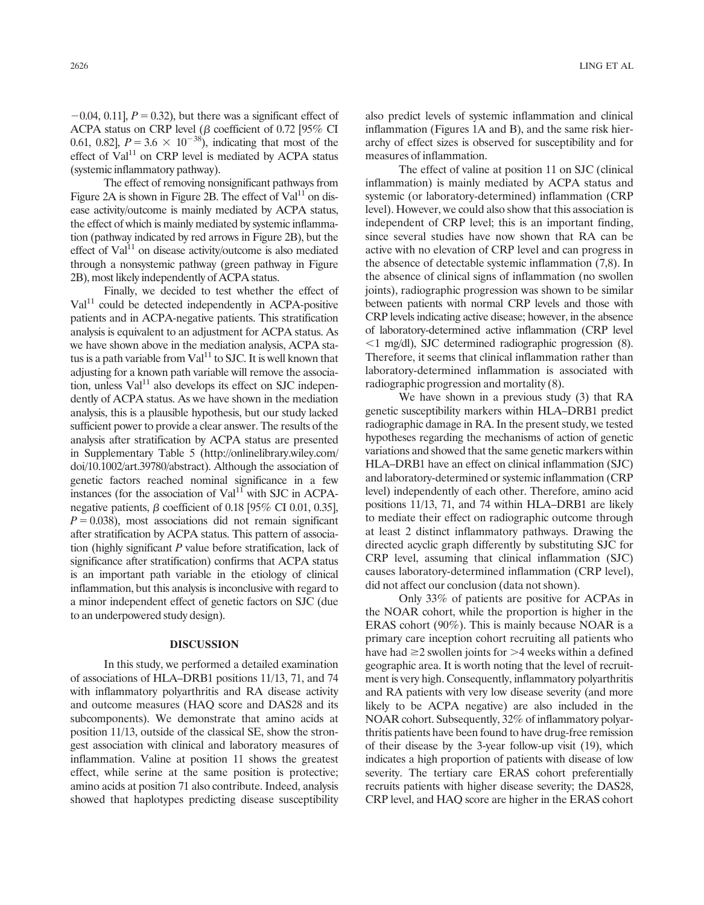−0.04, 0.11], $P = 0.32$), but there was a significant effect of ACPA status on CRP level (β coefficient of 0.72 [95% CI 0.61, 0.82], $P = 3.6 \times 10^{-38}$), indicating that most of the effect of $\text{Val}^{11}$ on CRP level is mediated by ACPA status (systemic inflammatory pathway).

The effect of removing nonsignificant pathways from Figure 2A is shown in Figure 2B. The effect of $\text{Val}^{11}$ on disease activity/outcome is mainly mediated by ACPA status, the effect of which is mainly mediated by systemic inflammation (pathway indicated by red arrows in Figure 2B), but the effect of $\text{Val}^{11}$ on disease activity/outcome is also mediated through a nonsystemic pathway (green pathway in Figure 2B), most likely independently of ACPA status.

Finally, we decided to test whether the effect of $\text{Val}^{11}$ could be detected independently in ACPA-positive patients and in ACPA-negative patients. This stratification analysis is equivalent to an adjustment for ACPA status. As we have shown above in the mediation analysis, ACPA status is a path variable from $\text{Val}^{11}$ to SJC. It is well known that adjusting for a known path variable will remove the association, unless $\text{Val}^{11}$ also develops its effect on SJC independently of ACPA status. As we have shown in the mediation analysis, this is a plausible hypothesis, but our study lacked sufficient power to provide a clear answer. The results of the analysis after stratification by ACPA status are presented in Supplementary Table 5 (http://onlinelibrary.wiley.com/doi/10.1002/art.39780/abstract). Although the association of genetic factors reached nominal significance in a few instances (for the association of $\text{Val}^{11}$ with SJC in ACPA-negative patients, β coefficient of 0.18 [95% CI 0.01, 0.35], $P = 0.038$), most associations did not remain significant after stratification by ACPA status. This pattern of association (highly significant *P* value before stratification, lack of significance after stratification) confirms that ACPA status is an important path variable in the etiology of clinical inflammation, but this analysis is inconclusive with regard to a minor independent effect of genetic factors on SJC (due to an underpowered study design).

## DISCUSSION

In this study, we performed a detailed examination of associations of HLA–DRB1 positions 11/13, 71, and 74 with inflammatory polyarthritis and RA disease activity and outcome measures (HAQ score and DAS28 and its subcomponents). We demonstrate that amino acids at position 11/13, outside of the classical SE, show the strongest association with clinical and laboratory measures of inflammation. Valine at position 11 shows the greatest effect, while serine at the same position is protective; amino acids at position 71 also contribute. Indeed, analysis showed that haplotypes predicting disease susceptibility also predict levels of systemic inflammation and clinical inflammation (Figures 1A and B), and the same risk hierarchy of effect sizes is observed for susceptibility and for measures of inflammation.

The effect of valine at position 11 on SJC (clinical inflammation) is mainly mediated by ACPA status and systemic (or laboratory-determined) inflammation (CRP level). However, we could also show that this association is independent of CRP level; this is an important finding, since several studies have now shown that RA can be active with no elevation of CRP level and can progress in the absence of detectable systemic inflammation (7,8). In the absence of clinical signs of inflammation (no swollen joints), radiographic progression was shown to be similar between patients with normal CRP levels and those with CRP levels indicating active disease; however, in the absence of laboratory-determined active inflammation (CRP level <1 mg/dl), SJC determined radiographic progression (8). Therefore, it seems that clinical inflammation rather than laboratory-determined inflammation is associated with radiographic progression and mortality (8).

We have shown in a previous study (3) that RA genetic susceptibility markers within HLA–DRB1 predict radiographic damage in RA. In the present study, we tested hypotheses regarding the mechanisms of action of genetic variations and showed that the same genetic markers within HLA–DRB1 have an effect on clinical inflammation (SJC) and laboratory-determined or systemic inflammation (CRP level) independently of each other. Therefore, amino acid positions 11/13, 71, and 74 within HLA–DRB1 are likely to mediate their effect on radiographic outcome through at least 2 distinct inflammatory pathways. Drawing the directed acyclic graph differently by substituting SJC for CRP level, assuming that clinical inflammation (SJC) causes laboratory-determined inflammation (CRP level), did not affect our conclusion (data not shown).

Only 33% of patients are positive for ACPAs in the NOAR cohort, while the proportion is higher in the ERAS cohort (90%). This is mainly because NOAR is a primary care inception cohort recruiting all patients who have had ≥2 swollen joints for >4 weeks within a defined geographic area. It is worth noting that the level of recruitment is very high. Consequently, inflammatory polyarthritis and RA patients with very low disease severity (and more likely to be ACPA negative) are also included in the NOAR cohort. Subsequently, 32% of inflammatory polyarthritis patients have been found to have drug-free remission of their disease by the 3-year follow-up visit (19), which indicates a high proportion of patients with disease of low severity. The tertiary care ERAS cohort preferentially recruits patients with higher disease severity; the DAS28, CRP level, and HAQ score are higher in the ERAS cohort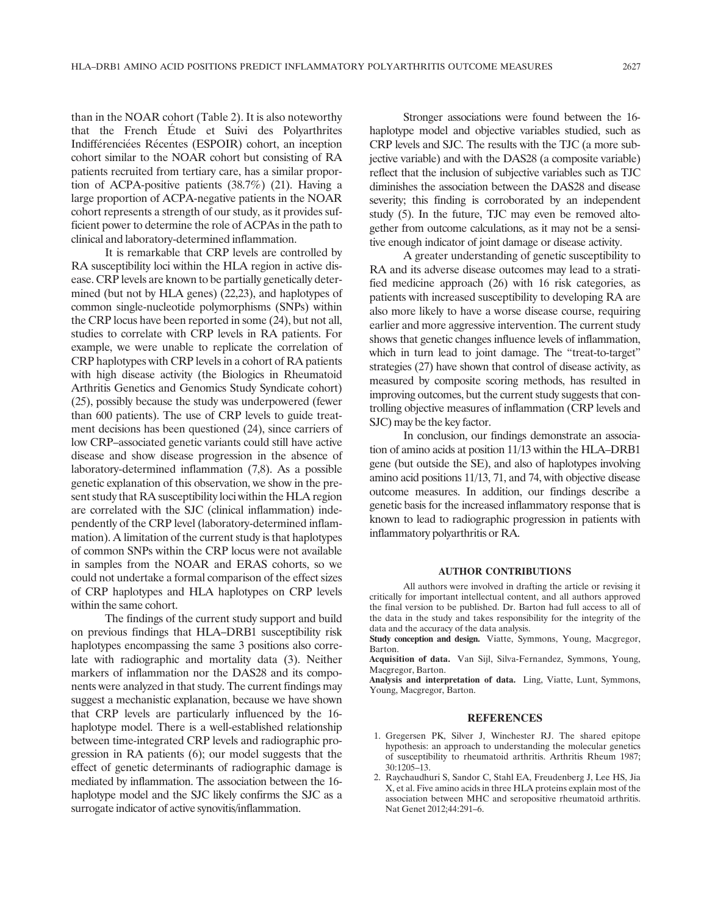than in the NOAR cohort (Table 2). It is also noteworthy that the French Étude et Suivi des Polyarthrites Indifférenciées Récentes (ESPOIR) cohort, an inception cohort similar to the NOAR cohort but consisting of RA patients recruited from tertiary care, has a similar proportion of ACPA-positive patients (38.7%) (21). Having a large proportion of ACPA-negative patients in the NOAR cohort represents a strength of our study, as it provides sufficient power to determine the role of ACPAs in the path to clinical and laboratory-determined inflammation.

It is remarkable that CRP levels are controlled by RA susceptibility loci within the HLA region in active disease. CRP levels are known to be partially genetically determined (but not by HLA genes) (22,23), and haplotypes of common single-nucleotide polymorphisms (SNPs) within the CRP locus have been reported in some (24), but not all, studies to correlate with CRP levels in RA patients. For example, we were unable to replicate the correlation of CRP haplotypes with CRP levels in a cohort of RA patients with high disease activity (the Biologics in Rheumatoid Arthritis Genetics and Genomics Study Syndicate cohort) (25), possibly because the study was underpowered (fewer than 600 patients). The use of CRP levels to guide treatment decisions has been questioned (24), since carriers of low CRP–associated genetic variants could still have active disease and show disease progression in the absence of laboratory-determined inflammation (7,8). As a possible genetic explanation of this observation, we show in the present study that RA susceptibility loci within the HLA region are correlated with the SJC (clinical inflammation) independently of the CRP level (laboratory-determined inflammation). A limitation of the current study is that haplotypes of common SNPs within the CRP locus were not available in samples from the NOAR and ERAS cohorts, so we could not undertake a formal comparison of the effect sizes of CRP haplotypes and HLA haplotypes on CRP levels within the same cohort.

The findings of the current study support and build on previous findings that HLA–DRB1 susceptibility risk haplotypes encompassing the same 3 positions also correlate with radiographic and mortality data (3). Neither markers of inflammation nor the DAS28 and its components were analyzed in that study. The current findings may suggest a mechanistic explanation, because we have shown that CRP levels are particularly influenced by the 16-haplotype model. There is a well-established relationship between time-integrated CRP levels and radiographic progression in RA patients (6); our model suggests that the effect of genetic determinants of radiographic damage is mediated by inflammation. The association between the 16-haplotype model and the SJC likely confirms the SJC as a surrogate indicator of active synovitis/inflammation.

Stronger associations were found between the 16-haplotype model and objective variables studied, such as CRP levels and SJC. The results with the TJC (a more subjective variable) and with the DAS28 (a composite variable) reflect that the inclusion of subjective variables such as TJC diminishes the association between the DAS28 and disease severity; this finding is corroborated by an independent study (5). In the future, TJC may even be removed altogether from outcome calculations, as it may not be a sensitive enough indicator of joint damage or disease activity.

A greater understanding of genetic susceptibility to RA and its adverse disease outcomes may lead to a stratified medicine approach (26) with 16 risk categories, as patients with increased susceptibility to developing RA are also more likely to have a worse disease course, requiring earlier and more aggressive intervention. The current study shows that genetic changes influence levels of inflammation, which in turn lead to joint damage. The "treat-to-target" strategies (27) have shown that control of disease activity, as measured by composite scoring methods, has resulted in improving outcomes, but the current study suggests that controlling objective measures of inflammation (CRP levels and SJC) may be the key factor.

In conclusion, our findings demonstrate an association of amino acids at position 11/13 within the HLA–DRB1 gene (but outside the SE), and also of haplotypes involving amino acid positions 11/13, 71, and 74, with objective disease outcome measures. In addition, our findings describe a genetic basis for the increased inflammatory response that is known to lead to radiographic progression in patients with inflammatory polyarthritis or RA.

## AUTHOR CONTRIBUTIONS

All authors were involved in drafting the article or revising it critically for important intellectual content, and all authors approved the final version to be published. Dr. Barton had full access to all of the data in the study and takes responsibility for the integrity of the data and the accuracy of the data analysis.

**Study conception and design.** Viatte, Symmons, Young, Macgregor, Barton.

**Acquisition of data.** Van Sijl, Silva-Fernandez, Symmons, Young, Macgregor, Barton.

**Analysis and interpretation of data.** Ling, Viatte, Lunt, Symmons, Young, Macgregor, Barton.

## REFERENCES

1. Gregersen PK, Silver J, Winchester RJ. The shared epitope hypothesis: an approach to understanding the molecular genetics of susceptibility to rheumatoid arthritis. Arthritis Rheum 1987; 30:1205–13.
2. Raychaudhuri S, Sandor C, Stahl EA, Freudenberg J, Lee HS, Jia X, et al. Five amino acids in three HLA proteins explain most of the association between MHC and seropositive rheumatoid arthritis. Nat Genet 2012;44:291–6.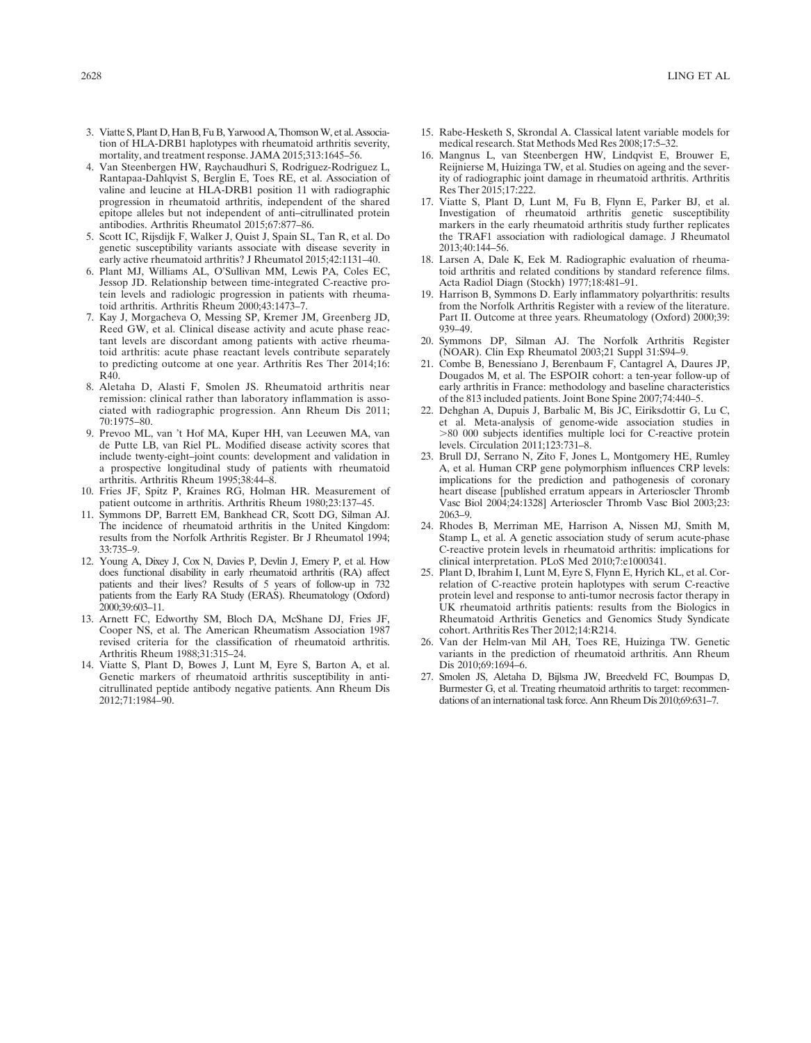3. Viatte S, Plant D, Han B, Fu B, Yarwood A, Thomson W, et al. Association of HLA-DRB1 haplotypes with rheumatoid arthritis severity, mortality, and treatment response. JAMA 2015;313:1645–56.
4. Van Steenbergen HW, Raychaudhuri S, Rodriguez-Rodriguez L, Rantapaa-Dahlqvist S, Berglin E, Toes RE, et al. Association of valine and leucine at HLA-DRB1 position 11 with radiographic progression in rheumatoid arthritis, independent of the shared epitope alleles but not independent of anti–citrullinated protein antibodies. Arthritis Rheumatol 2015;67:877–86.
5. Scott IC, Rijsdijk F, Walker J, Quist J, Spain SL, Tan R, et al. Do genetic susceptibility variants associate with disease severity in early active rheumatoid arthritis? J Rheumatol 2015;42:1131–40.
6. Plant MJ, Williams AL, O'Sullivan MM, Lewis PA, Coles EC, Jessop JD. Relationship between time-integrated C-reactive protein levels and radiologic progression in patients with rheumatoid arthritis. Arthritis Rheum 2000;43:1473–7.
7. Kay J, Morgacheva O, Messing SP, Kremer JM, Greenberg JD, Reed GW, et al. Clinical disease activity and acute phase reactant levels are discordant among patients with active rheumatoid arthritis: acute phase reactant levels contribute separately to predicting outcome at one year. Arthritis Res Ther 2014;16: R40.
8. Aletaha D, Alasti F, Smolen JS. Rheumatoid arthritis near remission: clinical rather than laboratory inflammation is associated with radiographic progression. Ann Rheum Dis 2011; 70:1975–80.
9. Prevoo ML, van 't Hof MA, Kuper HH, van Leeuwen MA, van de Putte LB, van Riel PL. Modified disease activity scores that include twenty-eight–joint counts: development and validation in a prospective longitudinal study of patients with rheumatoid arthritis. Arthritis Rheum 1995;38:44–8.
10. Fries JF, Spitz P, Kraines RG, Holman HR. Measurement of patient outcome in arthritis. Arthritis Rheum 1980;23:137–45.
11. Symmons DP, Barrett EM, Bankhead CR, Scott DG, Silman AJ. The incidence of rheumatoid arthritis in the United Kingdom: results from the Norfolk Arthritis Register. Br J Rheumatol 1994; 33:735–9.
12. Young A, Dixey J, Cox N, Davies P, Devlin J, Emery P, et al. How does functional disability in early rheumatoid arthritis (RA) affect patients and their lives? Results of 5 years of follow-up in 732 patients from the Early RA Study (ERAS). Rheumatology (Oxford) 2000;39:603–11.
13. Arnett FC, Edworthy SM, Bloch DA, McShane DJ, Fries JF, Cooper NS, et al. The American Rheumatism Association 1987 revised criteria for the classification of rheumatoid arthritis. Arthritis Rheum 1988;31:315–24.
14. Viatte S, Plant D, Bowes J, Lunt M, Eyre S, Barton A, et al. Genetic markers of rheumatoid arthritis susceptibility in anti-citrullinated peptide antibody negative patients. Ann Rheum Dis 2012;71:1984–90.
15. Rabe-Hesketh S, Skrondal A. Classical latent variable models for medical research. Stat Methods Med Res 2008;17:5–32.
16. Mangnus L, van Steenbergen HW, Lindqvist E, Brouwer E, Reijnierse M, Huizinga TW, et al. Studies on ageing and the severity of radiographic joint damage in rheumatoid arthritis. Arthritis Res Ther 2015;17:222.
17. Viatte S, Plant D, Lunt M, Fu B, Flynn E, Parker BJ, et al. Investigation of rheumatoid arthritis genetic susceptibility markers in the early rheumatoid arthritis study further replicates the TRAF1 association with radiological damage. J Rheumatol 2013;40:144–56.
18. Larsen A, Dale K, Eek M. Radiographic evaluation of rheumatoid arthritis and related conditions by standard reference films. Acta Radiol Diagn (Stockh) 1977;18:481–91.
19. Harrison B, Symmons D. Early inflammatory polyarthritis: results from the Norfolk Arthritis Register with a review of the literature. Part II. Outcome at three years. Rheumatology (Oxford) 2000;39: 939–49.
20. Symmons DP, Silman AJ. The Norfolk Arthritis Register (NOAR). Clin Exp Rheumatol 2003;21 Suppl 31:S94–9.
21. Combe B, Benessiano J, Berenbaum F, Cantagrel A, Daures JP, Dougados M, et al. The ESPOIR cohort: a ten-year follow-up of early arthritis in France: methodology and baseline characteristics of the 813 included patients. Joint Bone Spine 2007;74:440–5.
22. Dehghan A, Dupuis J, Barbalic M, Bis JC, Eiriksdottir G, Lu C, et al. Meta-analysis of genome-wide association studies in >80 000 subjects identifies multiple loci for C-reactive protein levels. Circulation 2011;123:731–8.
23. Brull DJ, Serrano N, Zito F, Jones L, Montgomery HE, Rumley A, et al. Human CRP gene polymorphism influences CRP levels: implications for the prediction and pathogenesis of coronary heart disease [published erratum appears in Arterioscler Thromb Vasc Biol 2004;24:1328] Arterioscler Thromb Vasc Biol 2003;23: 2063–9.
24. Rhodes B, Merriman ME, Harrison A, Nissen MJ, Smith M, Stamp L, et al. A genetic association study of serum acute-phase C-reactive protein levels in rheumatoid arthritis: implications for clinical interpretation. PLoS Med 2010;7:e1000341.
25. Plant D, Ibrahim I, Lunt M, Eyre S, Flynn E, Hyrich KL, et al. Correlation of C-reactive protein haplotypes with serum C-reactive protein level and response to anti-tumor necrosis factor therapy in UK rheumatoid arthritis patients: results from the Biologics in Rheumatoid Arthritis Genetics and Genomics Study Syndicate cohort. Arthritis Res Ther 2012;14:R214.
26. Van der Helm-van Mil AH, Toes RE, Huizinga TW. Genetic variants in the prediction of rheumatoid arthritis. Ann Rheum Dis 2010;69:1694–6.
27. Smolen JS, Aletaha D, Bijlsma JW, Breedveld FC, Boumpas D, Burmester G, et al. Treating rheumatoid arthritis to target: recommendations of an international task force. Ann Rheum Dis 2010;69:631–7.